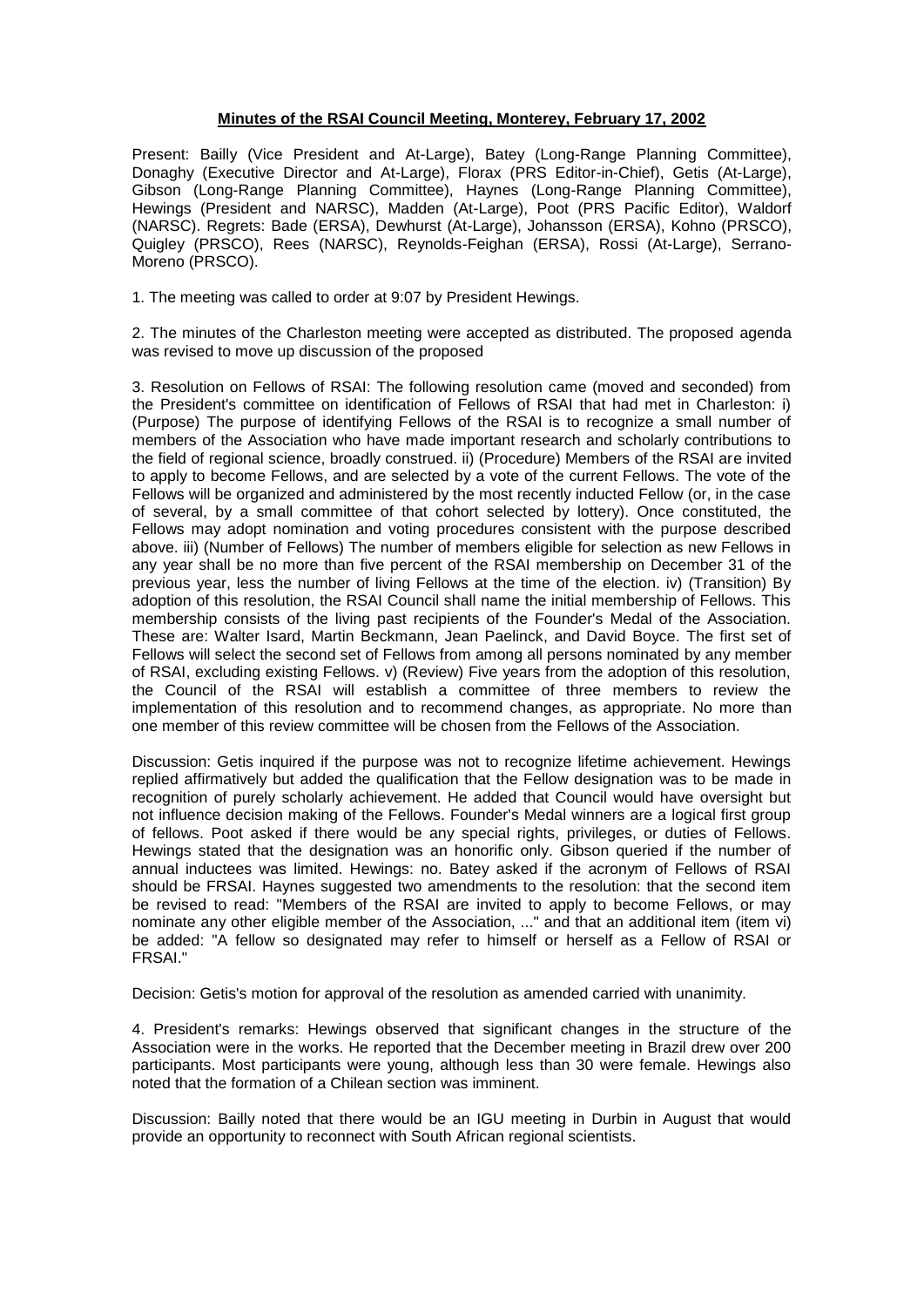**Minutes of the RSAI Council Meeting, Monterey, February 17, 2002**

Present: Bailly (Vice President and At-Large), Batey (Long-Range Planning Committee), Donaghy (Executive Director and At-Large), Florax (PRS Editor-in-Chief), Getis (At-Large), Gibson (Long-Range Planning Committee), Haynes (Long-Range Planning Committee), Hewings (President and NARSC), Madden (At-Large), Poot (PRS Pacific Editor), Waldorf (NARSC). Regrets: Bade (ERSA), Dewhurst (At-Large), Johansson (ERSA), Kohno (PRSCO), Quigley (PRSCO), Rees (NARSC), Reynolds-Feighan (ERSA), Rossi (At-Large), Serrano-Moreno (PRSCO).

1. The meeting was called to order at 9:07 by President Hewings.

2. The minutes of the Charleston meeting were accepted as distributed. The proposed agenda was revised to move up discussion of the proposed

3. Resolution on Fellows of RSAI: The following resolution came (moved and seconded) from the President's committee on identification of Fellows of RSAI that had met in Charleston: i) (Purpose) The purpose of identifying Fellows of the RSAI is to recognize a small number of members of the Association who have made important research and scholarly contributions to the field of regional science, broadly construed. ii) (Procedure) Members of the RSAI are invited to apply to become Fellows, and are selected by a vote of the current Fellows. The vote of the Fellows will be organized and administered by the most recently inducted Fellow (or, in the case of several, by a small committee of that cohort selected by lottery). Once constituted, the Fellows may adopt nomination and voting procedures consistent with the purpose described above. iii) (Number of Fellows) The number of members eligible for selection as new Fellows in any year shall be no more than five percent of the RSAI membership on December 31 of the previous year, less the number of living Fellows at the time of the election. iv) (Transition) By adoption of this resolution, the RSAI Council shall name the initial membership of Fellows. This membership consists of the living past recipients of the Founder's Medal of the Association. These are: Walter Isard, Martin Beckmann, Jean Paelinck, and David Boyce. The first set of Fellows will select the second set of Fellows from among all persons nominated by any member of RSAI, excluding existing Fellows. v) (Review) Five years from the adoption of this resolution, the Council of the RSAI will establish a committee of three members to review the implementation of this resolution and to recommend changes, as appropriate. No more than one member of this review committee will be chosen from the Fellows of the Association.

Discussion: Getis inquired if the purpose was not to recognize lifetime achievement. Hewings replied affirmatively but added the qualification that the Fellow designation was to be made in recognition of purely scholarly achievement. He added that Council would have oversight but not influence decision making of the Fellows. Founder's Medal winners are a logical first group of fellows. Poot asked if there would be any special rights, privileges, or duties of Fellows. Hewings stated that the designation was an honorific only. Gibson queried if the number of annual inductees was limited. Hewings: no. Batey asked if the acronym of Fellows of RSAI should be FRSAI. Haynes suggested two amendments to the resolution: that the second item be revised to read: "Members of the RSAI are invited to apply to become Fellows, or may nominate any other eligible member of the Association, ..." and that an additional item (item vi) be added: "A fellow so designated may refer to himself or herself as a Fellow of RSAI or FRSAI."

Decision: Getis's motion for approval of the resolution as amended carried with unanimity.

4. President's remarks: Hewings observed that significant changes in the structure of the Association were in the works. He reported that the December meeting in Brazil drew over 200 participants. Most participants were young, although less than 30 were female. Hewings also noted that the formation of a Chilean section was imminent.

Discussion: Bailly noted that there would be an IGU meeting in Durbin in August that would provide an opportunity to reconnect with South African regional scientists.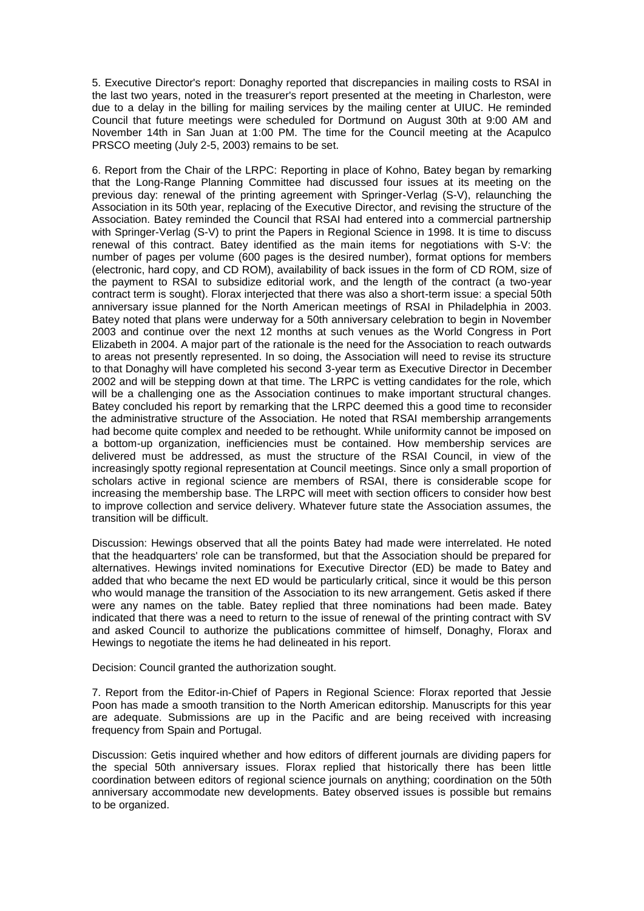5. Executive Director's report: Donaghy reported that discrepancies in mailing costs to RSAI in the last two years, noted in the treasurer's report presented at the meeting in Charleston, were due to a delay in the billing for mailing services by the mailing center at UIUC. He reminded Council that future meetings were scheduled for Dortmund on August 30th at 9:00 AM and November 14th in San Juan at 1:00 PM. The time for the Council meeting at the Acapulco PRSCO meeting (July 2-5, 2003) remains to be set.

6. Report from the Chair of the LRPC: Reporting in place of Kohno, Batey began by remarking that the Long-Range Planning Committee had discussed four issues at its meeting on the previous day: renewal of the printing agreement with Springer-Verlag (S-V), relaunching the Association in its 50th year, replacing of the Executive Director, and revising the structure of the Association. Batey reminded the Council that RSAI had entered into a commercial partnership with Springer-Verlag (S-V) to print the Papers in Regional Science in 1998. It is time to discuss renewal of this contract. Batey identified as the main items for negotiations with S-V: the number of pages per volume (600 pages is the desired number), format options for members (electronic, hard copy, and CD ROM), availability of back issues in the form of CD ROM, size of the payment to RSAI to subsidize editorial work, and the length of the contract (a two-year contract term is sought). Florax interjected that there was also a short-term issue: a special 50th anniversary issue planned for the North American meetings of RSAI in Philadelphia in 2003. Batey noted that plans were underway for a 50th anniversary celebration to begin in November 2003 and continue over the next 12 months at such venues as the World Congress in Port Elizabeth in 2004. A major part of the rationale is the need for the Association to reach outwards to areas not presently represented. In so doing, the Association will need to revise its structure to that Donaghy will have completed his second 3-year term as Executive Director in December 2002 and will be stepping down at that time. The LRPC is vetting candidates for the role, which will be a challenging one as the Association continues to make important structural changes. Batey concluded his report by remarking that the LRPC deemed this a good time to reconsider the administrative structure of the Association. He noted that RSAI membership arrangements had become quite complex and needed to be rethought. While uniformity cannot be imposed on a bottom-up organization, inefficiencies must be contained. How membership services are delivered must be addressed, as must the structure of the RSAI Council, in view of the increasingly spotty regional representation at Council meetings. Since only a small proportion of scholars active in regional science are members of RSAI, there is considerable scope for increasing the membership base. The LRPC will meet with section officers to consider how best to improve collection and service delivery. Whatever future state the Association assumes, the transition will be difficult.

Discussion: Hewings observed that all the points Batey had made were interrelated. He noted that the headquarters' role can be transformed, but that the Association should be prepared for alternatives. Hewings invited nominations for Executive Director (ED) be made to Batey and added that who became the next ED would be particularly critical, since it would be this person who would manage the transition of the Association to its new arrangement. Getis asked if there were any names on the table. Batey replied that three nominations had been made. Batey indicated that there was a need to return to the issue of renewal of the printing contract with SV and asked Council to authorize the publications committee of himself, Donaghy, Florax and Hewings to negotiate the items he had delineated in his report.

Decision: Council granted the authorization sought.

7. Report from the Editor-in-Chief of Papers in Regional Science: Florax reported that Jessie Poon has made a smooth transition to the North American editorship. Manuscripts for this year are adequate. Submissions are up in the Pacific and are being received with increasing frequency from Spain and Portugal.

Discussion: Getis inquired whether and how editors of different journals are dividing papers for the special 50th anniversary issues. Florax replied that historically there has been little coordination between editors of regional science journals on anything; coordination on the 50th anniversary accommodate new developments. Batey observed issues is possible but remains to be organized.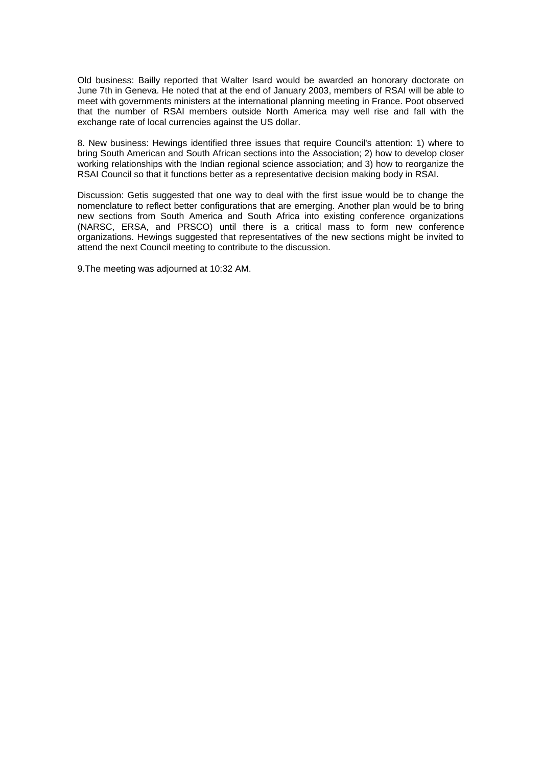Old business: Bailly reported that Walter Isard would be awarded an honorary doctorate on June 7th in Geneva. He noted that at the end of January 2003, members of RSAI will be able to meet with governments ministers at the international planning meeting in France. Poot observed that the number of RSAI members outside North America may well rise and fall with the exchange rate of local currencies against the US dollar.

8. New business: Hewings identified three issues that require Council's attention: 1) where to bring South American and South African sections into the Association; 2) how to develop closer working relationships with the Indian regional science association; and 3) how to reorganize the RSAI Council so that it functions better as a representative decision making body in RSAI.

Discussion: Getis suggested that one way to deal with the first issue would be to change the nomenclature to reflect better configurations that are emerging. Another plan would be to bring new sections from South America and South Africa into existing conference organizations (NARSC, ERSA, and PRSCO) until there is a critical mass to form new conference organizations. Hewings suggested that representatives of the new sections might be invited to attend the next Council meeting to contribute to the discussion.

9.The meeting was adjourned at 10:32 AM.